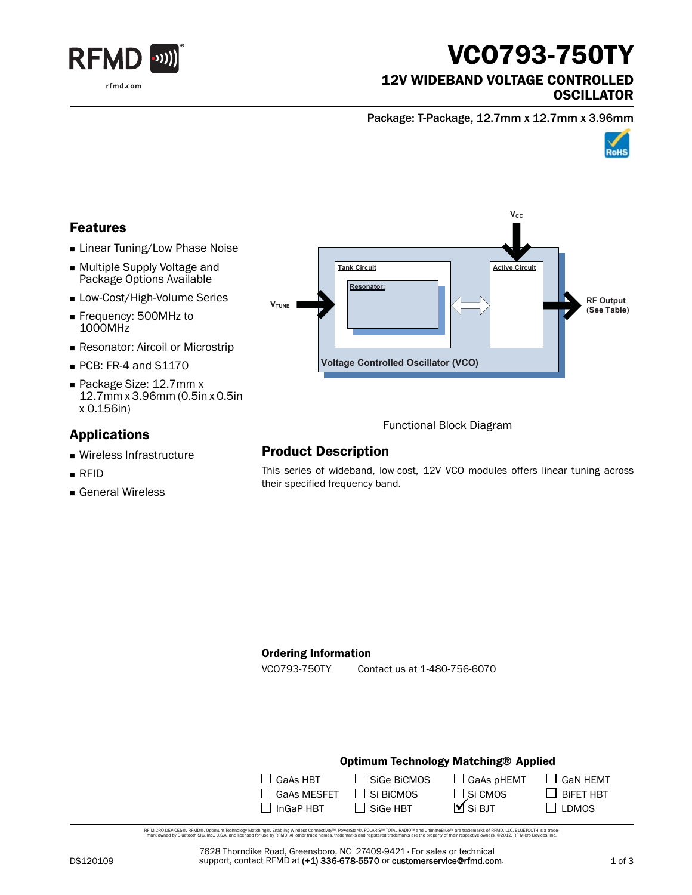# VCO793-750TY

## 12V WIDEBAND VOLTAGE CONTROLLED OSCILLATOR

Package: T-Package, 12.7mm x 12.7mm x 3.96mm

## Features

- Linear Tuning/Low Phase Noise
- Multiple Supply Voltage and Package Options Available
- Low-Cost/High-Volume Series
- Frequency: 500MHz to 1000MHz
- Resonator: Aircoil or Microstrip
- PCB: FR-4 and S1170
- Package Size: 12.7mm x 12.7mm x 3.96mm (0.5in x 0.5in x 0.156in)

## Applications

- Wireless Infrastructure
- RFID
- General Wireless

Functional Block Diagram

## Product Description

This series of wideband, low-cost, 12V VCO modules offers linear tuning across their specified frequency band.

### Ordering Information

VCO793-750TY Contact us at 1-480-756-6070

### Optimum Technology Matching® Applied

| | | | |
|---|---|---|---|
| ☐ GaAs HBT | ☐ SiGe BiCMOS | ☐ GaAs pHEMT | ☐ GaN HEMT |
| ☐ GaAs MESFET | ☐ Si BiCMOS | ☐ Si CMOS | ☐ BiFET HBT |
| ☐ InGaP HBT | ☐ SiGe HBT | ☑ Si BJT | ☐ LDMOS |

RF MICRO DEVICES®, RFMD®, Optimum Technology Matching®, Enabling Wireless Connectivity™, PowerStar®, POLARIS™ TOTAL RADIO™ and UltimateBlue™ are trademarks of RFMD, LLC. BLUETOOTH is a trademark owned by Bluetooth SIG, Inc., U.S.A. and licensed for use by RFMD. All other trade names, trademarks and registered trademarks are the property of their respective owners. ©2012, RF Micro Devices, Inc.

7628 Thorndike Road, Greensboro, NC 27409-9421 · For sales or technical support, contact RFMD at (+1) 336-678-5570 or customerservice@rfmd.com.

DS120109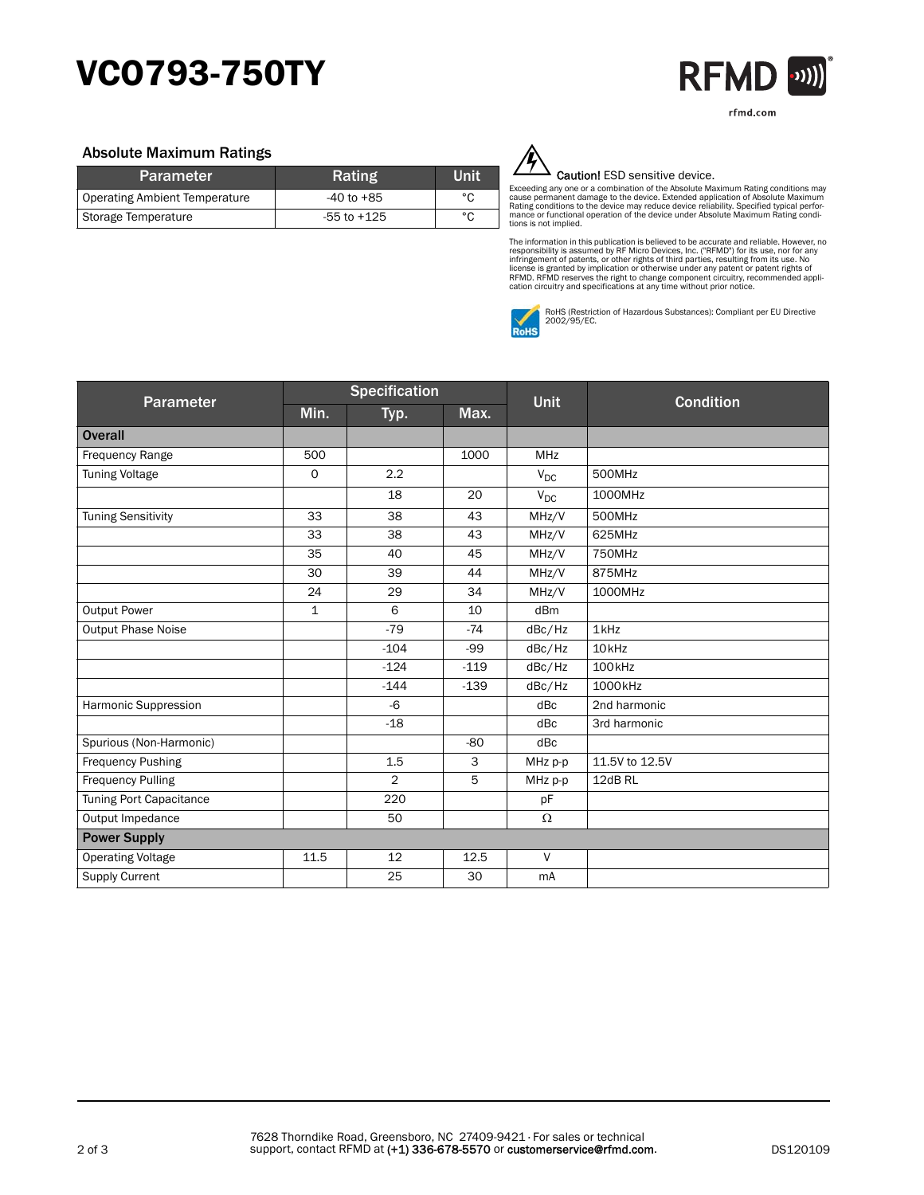# VCO793-750TY

### Absolute Maximum Ratings

| Parameter | Rating | Unit |
|---|---|---|
| Operating Ambient Temperature | -40 to +85 | °C |
| Storage Temperature | -55 to +125 | °C |

**Caution!** ESD sensitive device.

Exceeding any one or a combination of the Absolute Maximum Rating conditions may cause permanent damage to the device. Extended application of Absolute Maximum Rating conditions to the device may reduce device reliability. Specified typical performance or functional operation of the device under Absolute Maximum Rating conditions is not implied.

The information in this publication is believed to be accurate and reliable. However, no responsibility is assumed by RF Micro Devices, Inc. ("RFMD") for its use, nor for any infringement of patents, or other rights of third parties, resulting from its use. No license is granted by implication or otherwise under any patent or patent rights of RFMD. RFMD reserves the right to change component circuitry, recommended application circuitry and specifications at any time without prior notice.

RoHS (Restriction of Hazardous Substances): Compliant per EU Directive 2002/95/EC.

| Parameter | Specification | | | Unit | Condition |
|---|---|---|---|---|---|
| | Min. | Typ. | Max. | | |
| **Overall** | | | | | |
| Frequency Range | 500 | | 1000 | MHz | |
| Tuning Voltage | 0 | 2.2 | | $V_{DC}$ | 500MHz |
| | | 18 | 20 | $V_{DC}$ | 1000MHz |
| Tuning Sensitivity | 33 | 38 | 43 | MHz/V | 500MHz |
| | 33 | 38 | 43 | MHz/V | 625MHz |
| | 35 | 40 | 45 | MHz/V | 750MHz |
| | 30 | 39 | 44 | MHz/V | 875MHz |
| | 24 | 29 | 34 | MHz/V | 1000MHz |
| Output Power | 1 | 6 | 10 | dBm | |
| Output Phase Noise | | -79 | -74 | dBc/Hz | 1kHz |
| | | -104 | -99 | dBc/Hz | 10kHz |
| | | -124 | -119 | dBc/Hz | 100kHz |
| | | -144 | -139 | dBc/Hz | 1000kHz |
| Harmonic Suppression | | -6 | | dBc | 2nd harmonic |
| | | -18 | | dBc | 3rd harmonic |
| Spurious (Non-Harmonic) | | | -80 | dBc | |
| Frequency Pushing | | 1.5 | 3 | MHz p-p | 11.5V to 12.5V |
| Frequency Pulling | | 2 | 5 | MHz p-p | 12dB RL |
| Tuning Port Capacitance | | 220 | | pF | |
| Output Impedance | | 50 | | Ω | |
| **Power Supply** | | | | | |
| Operating Voltage | 11.5 | 12 | 12.5 | V | |
| Supply Current | | 25 | 30 | mA | |

7628 Thorndike Road, Greensboro, NC 27409-9421 · For sales or technical support, contact RFMD at (+1) 336-678-5570 or customerservice@rfmd.com.

DS120109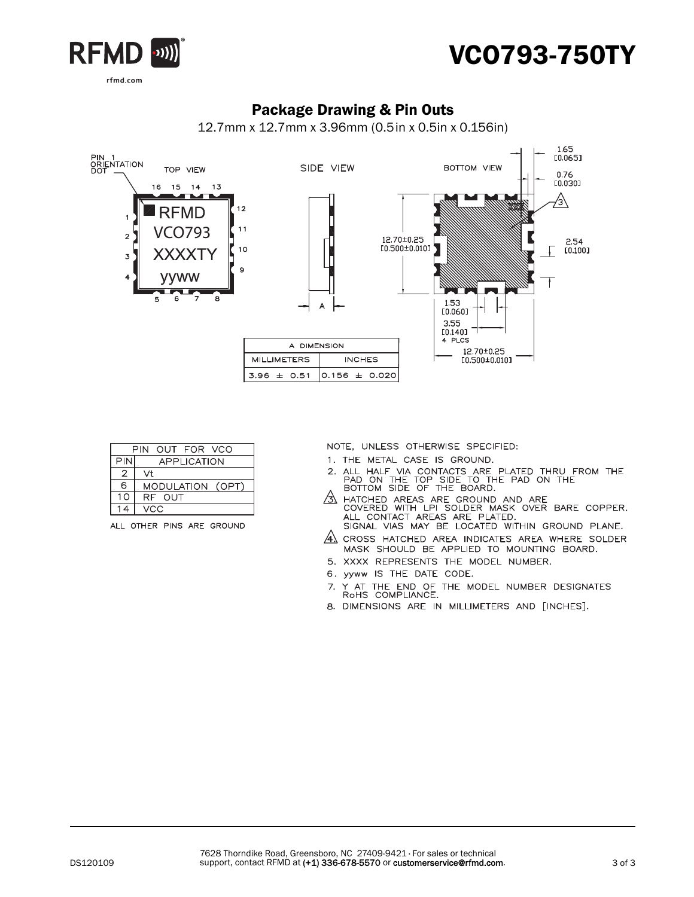## Package Drawing & Pin Outs

12.7mm x 12.7mm x 3.96mm (0.5in x 0.5in x 0.156in)

PIN 1 ORIENTATION DOT

TOP VIEW

16 15 14 13

1 2 3 4

12 11 10 9

5 6 7 8

RFMD
VCO793
XXXXTY
yyww

SIDE VIEW

A

BOTTOM VIEW

1.65 [0.065]

0.76 [0.030]

3

12.70±0.25 [0.500±0.010]

2.54 [0.100]

1.53 [0.060]

3.55 [0.140] 4 PLCS

12.70±0.25 [0.500±0.010]

| A DIMENSION | |
|---|---|
| MILLIMETERS | INCHES |
| 3.96 ± 0.51 | 0.156 ± 0.020 |

| PIN OUT FOR VCO | |
|---|---|
| PIN | APPLICATION |
| 2 | Vt |
| 6 | MODULATION (OPT) |
| 10 | RF OUT |
| 14 | VCC |

ALL OTHER PINS ARE GROUND

NOTE, UNLESS OTHERWISE SPECIFIED:

1. THE METAL CASE IS GROUND.
2. ALL HALF VIA CONTACTS ARE PLATED THRU FROM THE PAD ON THE TOP SIDE TO THE PAD ON THE BOTTOM SIDE OF THE BOARD.
3. HATCHED AREAS ARE GROUND AND ARE COVERED WITH LPI SOLDER MASK OVER BARE COPPER. ALL CONTACT AREAS ARE PLATED. SIGNAL VIAS MAY BE LOCATED WITHIN GROUND PLANE.
4. CROSS HATCHED AREA INDICATES AREA WHERE SOLDER MASK SHOULD BE APPLIED TO MOUNTING BOARD.
5. XXXX REPRESENTS THE MODEL NUMBER.
6. yyww IS THE DATE CODE.
7. Y AT THE END OF THE MODEL NUMBER DESIGNATES RoHS COMPLIANCE.
8. DIMENSIONS ARE IN MILLIMETERS AND [INCHES].

DS120109

7628 Thorndike Road, Greensboro, NC 27409-9421 · For sales or technical support, contact RFMD at (+1) 336-678-5570 or customerservice@rfmd.com.